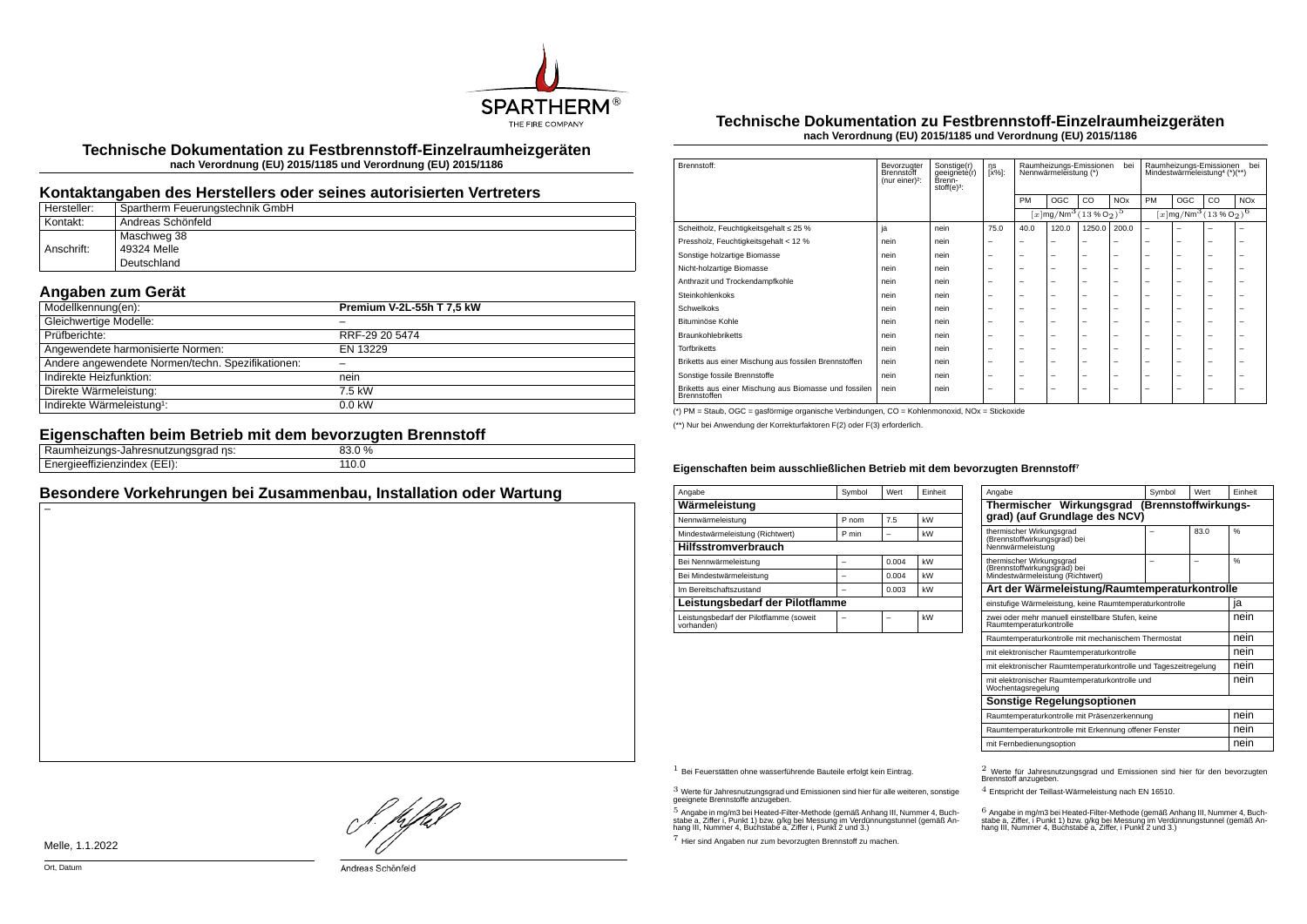SPARTHERM®
THE FIRE COMPANY

# Technische Dokumentation zu Festbrennstoff-Einzelraumheizgeräten

**nach Verordnung (EU) 2015/1185 und Verordnung (EU) 2015/1186**

## Kontaktangaben des Herstellers oder seines autorisierten Vertreters

| | |
|---|---|
| Hersteller: | Spartherm Feuerungstechnik GmbH |
| Kontakt: | Andreas Schönfeld |
| Anschrift: | Maschweg 38<br>49324 Melle<br>Deutschland |

## Angaben zum Gerät

| | |
|---|---|
| Modellkennung(en): | **Premium V-2L-55h T 7,5 kW** |
| Gleichwertige Modelle: | – |
| Prüfberichte: | RRF-29 20 5474 |
| Angewendete harmonisierte Normen: | EN 13229 |
| Andere angewendete Normen/techn. Spezifikationen: | – |
| Indirekte Heizfunktion: | nein |
| Direkte Wärmeleistung: | 7.5 kW |
| Indirekte Wärmeleistung[1]: | 0.0 kW |

## Eigenschaften beim Betrieb mit dem bevorzugten Brennstoff

| | |
|---|---|
| Raumheizungs-Jahresnutzungsgrad ηs: | 83.0 % |
| Energieeffizienzindex (EEI): | 110.0 |

## Besondere Vorkehrungen bei Zusammenbau, Installation oder Wartung

–

Melle, 1.1.2022

Ort, Datum

Andreas Schönfeld

# Technische Dokumentation zu Festbrennstoff-Einzelraumheizgeräten

**nach Verordnung (EU) 2015/1185 und Verordnung (EU) 2015/1186**

| Brennstoff: | Bevorzugter Brennstoff (nur einer)[2]: | Sonstige(r) geeignete(r) Brenn-stoff(e)[3]: | ηs [x%]: | Raumheizungs-Emissionen bei Nennwärmeleistung (*) | | | | Raumheizungs-Emissionen bei Mindestwärmeleistung[4] (*)(**) | | | |
|---|---|---|---|---|---|---|---|---|---|---|---|
| | | | | PM | OGC | CO | NOx | PM | OGC | CO | NOx |
| | | | | $[x]\mathrm{mg/Nm^3}\,(13\,\%\,O_2)$[5] | | | | $[x]\mathrm{mg/Nm^3}\,(13\,\%\,O_2)$[6] | | | |
| Scheitholz, Feuchtigkeitsgehalt ≤ 25 % | ja | nein | 75.0 | 40.0 | 120.0 | 1250.0 | 200.0 | – | – | – | – |
| Pressholz, Feuchtigkeitsgehalt < 12 % | nein | nein | – | – | – | – | – | – | – | – | – |
| Sonstige holzartige Biomasse | nein | nein | – | – | – | – | – | – | – | – | – |
| Nicht-holzartige Biomasse | nein | nein | – | – | – | – | – | – | – | – | – |
| Anthrazit und Trockendampfkohle | nein | nein | – | – | – | – | – | – | – | – | – |
| Steinkohlenkoks | nein | nein | – | – | – | – | – | – | – | – | – |
| Schwelkoks | nein | nein | – | – | – | – | – | – | – | – | – |
| Bituminöse Kohle | nein | nein | – | – | – | – | – | – | – | – | – |
| Braunkohlebriketts | nein | nein | – | – | – | – | – | – | – | – | – |
| Torfbriketts | nein | nein | – | – | – | – | – | – | – | – | – |
| Briketts aus einer Mischung aus fossilen Brennstoffen | nein | nein | – | – | – | – | – | – | – | – | – |
| Sonstige fossile Brennstoffe | nein | nein | – | – | – | – | – | – | – | – | – |
| Briketts aus einer Mischung aus Biomasse und fossilen Brennstoffen | nein | nein | – | – | – | – | – | – | – | – | – |

(*) PM = Staub, OGC = gasförmige organische Verbindungen, CO = Kohlenmonoxid, NOx = Stickoxide

(**) Nur bei Anwendung der Korrekturfaktoren F(2) oder F(3) erforderlich.

### Eigenschaften beim ausschließlichen Betrieb mit dem bevorzugten Brennstoff[7]

| Angabe | Symbol | Wert | Einheit |
|---|---|---|---|
| **Wärmeleistung** | | | |
| Nennwärmeleistung | P nom | 7.5 | kW |
| Mindestwärmeleistung (Richtwert) | P min | – | kW |
| **Hilfsstromverbrauch** | | | |
| Bei Nennwärmeleistung | – | 0.004 | kW |
| Bei Mindestwärmeleistung | – | 0.004 | kW |
| Im Bereitschaftszustand | – | 0.003 | kW |
| **Leistungsbedarf der Pilotflamme** | | | |
| Leistungsbedarf der Pilotflamme (soweit vorhanden) | – | – | kW |

| Angabe | Symbol | Wert | Einheit |
|---|---|---|---|
| **Thermischer Wirkungsgrad (Brennstoffwirkungsgrad) (auf Grundlage des NCV)** | | | |
| thermischer Wirkungsgrad (Brennstoffwirkungsgrad) bei Nennwärmeleistung | – | 83.0 | % |
| thermischer Wirkungsgrad (Brennstoffwirkungsgrad) bei Mindestwärmeleistung (Richtwert) | – | – | % |
| **Art der Wärmeleistung/Raumtemperaturkontrolle** | | | |
| einstufige Wärmeleistung, keine Raumtemperaturkontrolle | | | ja |
| zwei oder mehr manuell einstellbare Stufen, keine Raumtemperaturkontrolle | | | nein |
| Raumtemperaturkontrolle mit mechanischem Thermostat | | | nein |
| mit elektronischer Raumtemperaturkontrolle | | | nein |
| mit elektronischer Raumtemperaturkontrolle und Tageszeitregelung | | | nein |
| mit elektronischer Raumtemperaturkontrolle und Wochentagsregelung | | | nein |
| **Sonstige Regelungsoptionen** | | | |
| Raumtemperaturkontrolle mit Präsenzerkennung | | | nein |
| Raumtemperaturkontrolle mit Erkennung offener Fenster | | | nein |
| mit Fernbedienungsoption | | | nein |

[1] Bei Feuerstätten ohne wasserführende Bauteile erfolgt kein Eintrag.

[2] Werte für Jahresnutzungsgrad und Emissionen sind hier für den bevorzugten Brennstoff anzugeben.

[3] Werte für Jahresnutzungsgrad und Emissionen sind hier für alle weiteren, sonstige geeignete Brennstoffe anzugeben.

[4] Entspricht der Teillast-Wärmeleistung nach EN 16510.

[5] Angabe in mg/m3 bei Heated-Filter-Methode (gemäß Anhang III, Nummer 4, Buchstabe a, Ziffer i, Punkt 1) bzw. g/kg bei Messung im Verdünnungstunnel (gemäß Anhang III, Nummer 4, Buchstabe a, Ziffer i, Punkt 2 und 3.)

[6] Angabe in mg/m3 bei Heated-Filter-Methode (gemäß Anhang III, Nummer 4, Buchstabe a, Ziffer, i Punkt 1) bzw. g/kg bei Messung im Verdünnungstunnel (gemäß Anhang III, Nummer 4, Buchstabe a, Ziffer, i Punkt 2 und 3.)

[7] Hier sind Angaben nur zum bevorzugten Brennstoff zu machen.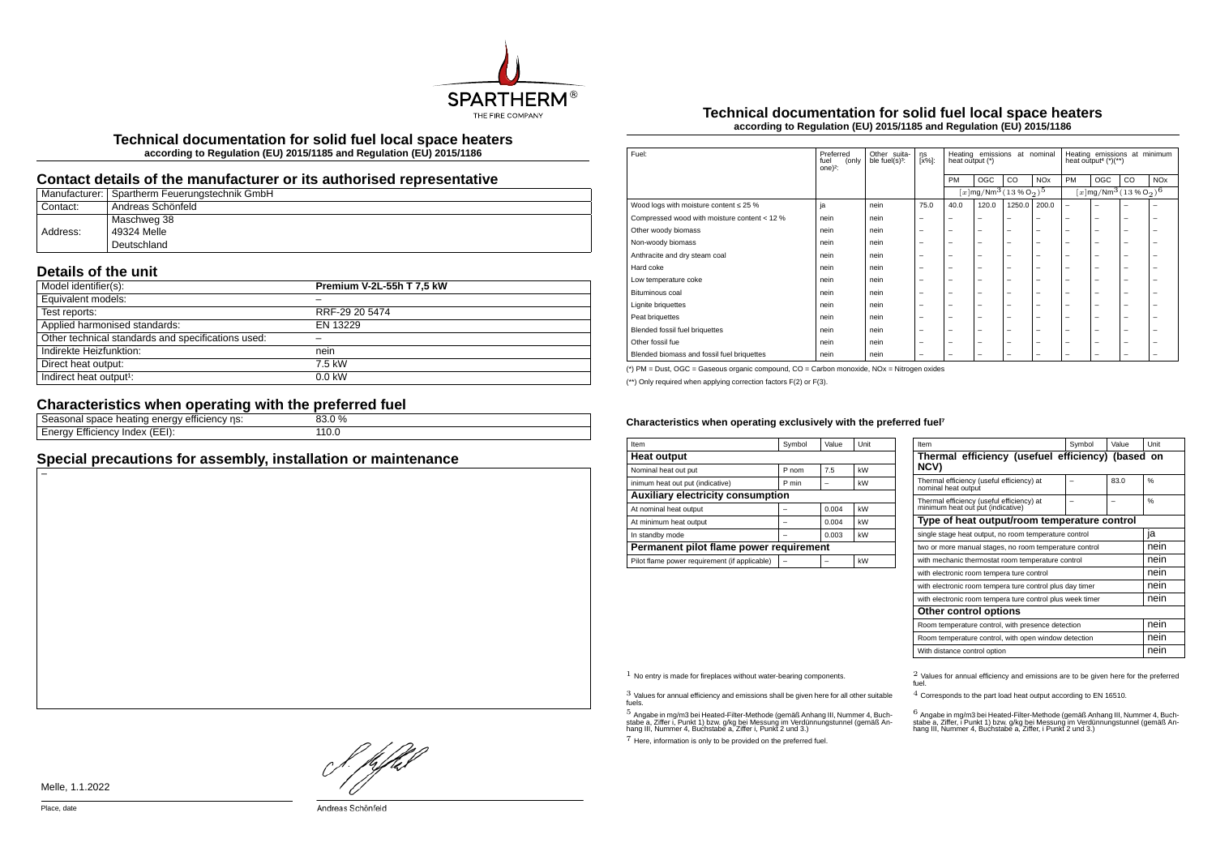# Technical documentation for solid fuel local space heaters

**according to Regulation (EU) 2015/1185 and Regulation (EU) 2015/1186**

## Contact details of the manufacturer or its authorised representative

| | |
|---|---|
| Manufacturer: | Spartherm Feuerungstechnik GmbH |
| Contact: | Andreas Schönfeld |
| Address: | Maschweg 38<br>49324 Melle<br>Deutschland |

## Details of the unit

| | |
|---|---|
| Model identifier(s): | **Premium V-2L-55h T 7,5 kW** |
| Equivalent models: | – |
| Test reports: | RRF-29 20 5474 |
| Applied harmonised standards: | EN 13229 |
| Other technical standards and specifications used: | – |
| Indirekte Heizfunktion: | nein |
| Direct heat output: | 7.5 kW |
| Indirect heat output[1]: | 0.0 kW |

## Characteristics when operating with the preferred fuel

| | |
|---|---|
| Seasonal space heating energy efficiency ηs: | 83.0 % |
| Energy Efficiency Index (EEI): | 110.0 |

## Special precautions for assembly, installation or maintenance

–

# Technical documentation for solid fuel local space heaters

**according to Regulation (EU) 2015/1185 and Regulation (EU) 2015/1186**

| Fuel: | Preferred fuel (only one)[2]: | Other suitable fuel(s)[3]: | ηs [x%]: | Heating emissions at nominal heat output (*) | | | | Heating emissions at minimum heat output[4] (*)(**) | | | |
|---|---|---|---|---|---|---|---|---|---|---|---|
| | | | | PM | OGC | CO | NOx | PM | OGC | CO | NOx |
| | | | | [x]mg/Nm$^3$ (13 % $O_2$)[5] | | | | [x]mg/Nm$^3$ (13 % $O_2$)[6] | | | |
| Wood logs with moisture content ≤ 25 % | ja | nein | 75.0 | 40.0 | 120.0 | 1250.0 | 200.0 | – | – | – | – |
| Compressed wood with moisture content < 12 % | nein | nein | – | – | – | – | – | – | – | – | – |
| Other woody biomass | nein | nein | – | – | – | – | – | – | – | – | – |
| Non-woody biomass | nein | nein | – | – | – | – | – | – | – | – | – |
| Anthracite and dry steam coal | nein | nein | – | – | – | – | – | – | – | – | – |
| Hard coke | nein | nein | – | – | – | – | – | – | – | – | – |
| Low temperature coke | nein | nein | – | – | – | – | – | – | – | – | – |
| Bituminous coal | nein | nein | – | – | – | – | – | – | – | – | – |
| Lignite briquettes | nein | nein | – | – | – | – | – | – | – | – | – |
| Peat briquettes | nein | nein | – | – | – | – | – | – | – | – | – |
| Blended fossil fuel briquettes | nein | nein | – | – | – | – | – | – | – | – | – |
| Other fossil fue | nein | nein | – | – | – | – | – | – | – | – | – |
| Blended biomass and fossil fuel briquettes | nein | nein | – | – | – | – | – | – | – | – | – |

(*) PM = Dust, OGC = Gaseous organic compound, CO = Carbon monoxide, NOx = Nitrogen oxides

(**) Only required when applying correction factors F(2) or F(3).

#### Characteristics when operating exclusively with the preferred fuel[7]

| Item | Symbol | Value | Unit |
|---|---|---|---|
| **Heat output** | | | |
| Nominal heat out put | P nom | 7.5 | kW |
| inimum heat out put (indicative) | P min | – | kW |
| **Auxiliary electricity consumption** | | | |
| At nominal heat output | – | 0.004 | kW |
| At minimum heat output | – | 0.004 | kW |
| In standby mode | – | 0.003 | kW |
| **Permanent pilot flame power requirement** | | | |
| Pilot flame power requirement (if applicable) | – | – | kW |

| Item | Symbol | Value | Unit |
|---|---|---|---|
| **Thermal efficiency (usefuel efficiency) (based on NCV)** | | | |
| Thermal efficiency (useful efficiency) at nominal heat output | – | 83.0 | % |
| Thermal efficiency (useful efficiency) at minimum heat out put (indicative) | – | – | % |
| **Type of heat output/room temperature control** | | | |
| single stage heat output, no room temperature control | | | ja |
| two or more manual stages, no room temperature control | | | nein |
| with mechanic thermostat room temperature control | | | nein |
| with electronic room tempera ture control | | | nein |
| with electronic room tempera ture control plus day timer | | | nein |
| with electronic room tempera ture control plus week timer | | | nein |
| **Other control options** | | | |
| Room temperature control, with presence detection | | | nein |
| Room temperature control, with open window detection | | | nein |
| With distance control option | | | nein |

[1] No entry is made for fireplaces without water-bearing components.

[2] Values for annual efficiency and emissions are to be given here for the preferred fuel.

[3] Values for annual efficiency and emissions shall be given here for all other suitable fuels.

[4] Corresponds to the part load heat output according to EN 16510.

[5] Angabe in mg/m3 bei Heated-Filter-Methode (gemäß Anhang III, Nummer 4, Buchstabe a, Ziffer i, Punkt 1) bzw. g/kg bei Messung im Verdünnungstunnel (gemäß Anhang III, Nummer 4, Buchstabe a, Ziffer i, Punkt 2 und 3.)

[6] Angabe in mg/m3 bei Heated-Filter-Methode (gemäß Anhang III, Nummer 4, Buchstabe a, Ziffer, i Punkt 1) bzw. g/kg bei Messung im Verdünnungstunnel (gemäß Anhang III, Nummer 4, Buchstabe a, Ziffer, i Punkt 2 und 3.)

[7] Here, information is only to be provided on the preferred fuel.

Melle, 1.1.2022

Place, date

Andreas Schönfeld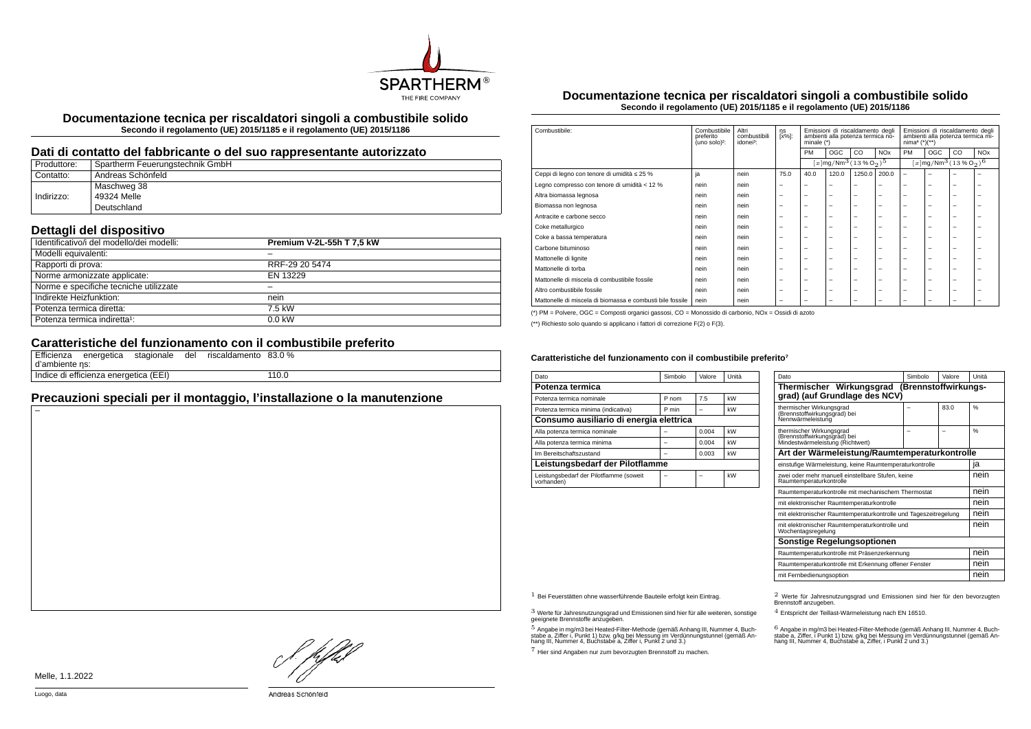# Documentazione tecnica per riscaldatori singoli a combustibile solido

**Secondo il regolamento (UE) 2015/1185 e il regolamento (UE) 2015/1186**

## Dati di contatto del fabbricante o del suo rappresentante autorizzato

| | |
|---|---|
| Produttore: | Spartherm Feuerungstechnik GmbH |
| Contatto: | Andreas Schönfeld |
| Indirizzo: | Maschweg 38<br>49324 Melle<br>Deutschland |

## Dettagli del dispositivo

| | |
|---|---|
| Identificativo/i del modello/dei modelli: | **Premium V-2L-55h T 7,5 kW** |
| Modelli equivalenti: | – |
| Rapporti di prova: | RRF-29 20 5474 |
| Norme armonizzate applicate: | EN 13229 |
| Norme e specifiche tecniche utilizzate | – |
| Indirekte Heizfunktion: | nein |
| Potenza termica diretta: | 7.5 kW |
| Potenza termica indiretta[1]: | 0.0 kW |

## Caratteristiche del funzionamento con il combustibile preferito

| | |
|---|---|
| Efficienza energetica stagionale del riscaldamento d'ambiente ηs: | 83.0 % |
| Indice di efficienza energetica (EEI) | 110.0 |

## Precauzioni speciali per il montaggio, l'installazione o la manutenzione

–

# Documentazione tecnica per riscaldatori singoli a combustibile solido

**Secondo il regolamento (UE) 2015/1185 e il regolamento (UE) 2015/1186**

| Combustibile: | Combustibile preferito (uno solo)[2]: | Altri combustibili idonei[3]: | ηs [x%]: | Emissioni di riscaldamento degli ambienti alla potenza termica nominale (*) | | | | Emissioni di riscaldamento degli ambienti alla potenza termica minima[4] (*)(**) | | | |
|---|---|---|---|---|---|---|---|---|---|---|---|
| | | | | PM | OGC | CO | NOx | PM | OGC | CO | NOx |
| | | | | $[x]\mathrm{mg/Nm^3}\,(13\,\%\,O_2)^5$ | | | | $[x]\mathrm{mg/Nm^3}\,(13\,\%\,O_2)^6$ | | | |
| Ceppi di legno con tenore di umidità ≤ 25 % | ja | nein | 75.0 | 40.0 | 120.0 | 1250.0 | 200.0 | – | – | – | – |
| Legno compresso con tenore di umidità < 12 % | nein | nein | – | – | – | – | – | – | – | – | – |
| Altra biomassa legnosa | nein | nein | – | – | – | – | – | – | – | – | – |
| Biomassa non legnosa | nein | nein | – | – | – | – | – | – | – | – | – |
| Antracite e carbone secco | nein | nein | – | – | – | – | – | – | – | – | – |
| Coke metallurgico | nein | nein | – | – | – | – | – | – | – | – | – |
| Coke a bassa temperatura | nein | nein | – | – | – | – | – | – | – | – | – |
| Carbone bituminoso | nein | nein | – | – | – | – | – | – | – | – | – |
| Mattonelle di lignite | nein | nein | – | – | – | – | – | – | – | – | – |
| Mattonelle di torba | nein | nein | – | – | – | – | – | – | – | – | – |
| Mattonelle di miscela di combustibile fossile | nein | nein | – | – | – | – | – | – | – | – | – |
| Altro combustibile fossile | nein | nein | – | – | – | – | – | – | – | – | – |
| Mattonelle di miscela di biomassa e combusti bile fossile | nein | nein | – | – | – | – | – | – | – | – | – |

(*) PM = Polvere, OGC = Composti organici gassosi, CO = Monossido di carbonio, NOx = Ossidi di azoto

(**) Richiesto solo quando si applicano i fattori di correzione F(2) o F(3).

### Caratteristiche del funzionamento con il combustibile preferito[7]

| Dato | Simbolo | Valore | Unità |
|---|---|---|---|
| **Potenza termica** | | | |
| Potenza termica nominale | P nom | 7.5 | kW |
| Potenza termica minima (indicativa) | P min | – | kW |
| **Consumo ausiliario di energia elettrica** | | | |
| Alla potenza termica nominale | – | 0.004 | kW |
| Alla potenza termica minima | – | 0.004 | kW |
| Im Bereitschaftszustand | – | 0.003 | kW |
| **Leistungsbedarf der Pilotflamme** | | | |
| Leistungsbedarf der Pilotflamme (soweit vorhanden) | – | – | kW |

| Dato | Simbolo | Valore | Unità |
|---|---|---|---|
| **Thermischer Wirkungsgrad (Brennstoffwirkungsgrad) (auf Grundlage des NCV)** | | | |
| thermischer Wirkungsgrad (Brennstoffwirkungsgrad) bei Nennwärmeleistung | – | 83.0 | % |
| thermischer Wirkungsgrad (Brennstoffwirkungsgrad) bei Mindestwärmeleistung (Richtwert) | – | – | % |
| **Art der Wärmeleistung/Raumtemperaturkontrolle** | | | |
| einstufige Wärmeleistung, keine Raumtemperaturkontrolle | | | ja |
| zwei oder mehr manuell einstellbare Stufen, keine Raumtemperaturkontrolle | | | nein |
| Raumtemperaturkontrolle mit mechanischem Thermostat | | | nein |
| mit elektronischer Raumtemperaturkontrolle | | | nein |
| mit elektronischer Raumtemperaturkontrolle und Tageszeitregelung | | | nein |
| mit elektronischer Raumtemperaturkontrolle und Wochentagsregelung | | | nein |
| **Sonstige Regelungsoptionen** | | | |
| Raumtemperaturkontrolle mit Präsenzerkennung | | | nein |
| Raumtemperaturkontrolle mit Erkennung offener Fenster | | | nein |
| mit Fernbedienungsoption | | | nein |

[1] Bei Feuerstätten ohne wasserführende Bauteile erfolgt kein Eintrag.

[2] Werte für Jahresnutzungsgrad und Emissionen sind hier für den bevorzugten Brennstoff anzugeben.

[3] Werte für Jahresnutzungsgrad und Emissionen sind hier für alle weiteren, sonstige geeignete Brennstoffe anzugeben.

[4] Entspricht der Teillast-Wärmeleistung nach EN 16510.

[5] Angabe in mg/m3 bei Heated-Filter-Methode (gemäß Anhang III, Nummer 4, Buchstabe a, Ziffer i, Punkt 1) bzw. g/kg bei Messung im Verdünnungstunnel (gemäß Anhang III, Nummer 4, Buchstabe a, Ziffer i, Punkt 2 und 3.)

[6] Angabe in mg/m3 bei Heated-Filter-Methode (gemäß Anhang III, Nummer 4, Buchstabe a, Ziffer, i Punkt 1) bzw. g/kg bei Messung im Verdünnungstunnel (gemäß Anhang III, Nummer 4, Buchstabe a, Ziffer, i Punkt 2 und 3.)

[7] Hier sind Angaben nur zum bevorzugten Brennstoff zu machen.

Melle, 1.1.2022

Luogo, data

Andreas Schönfeld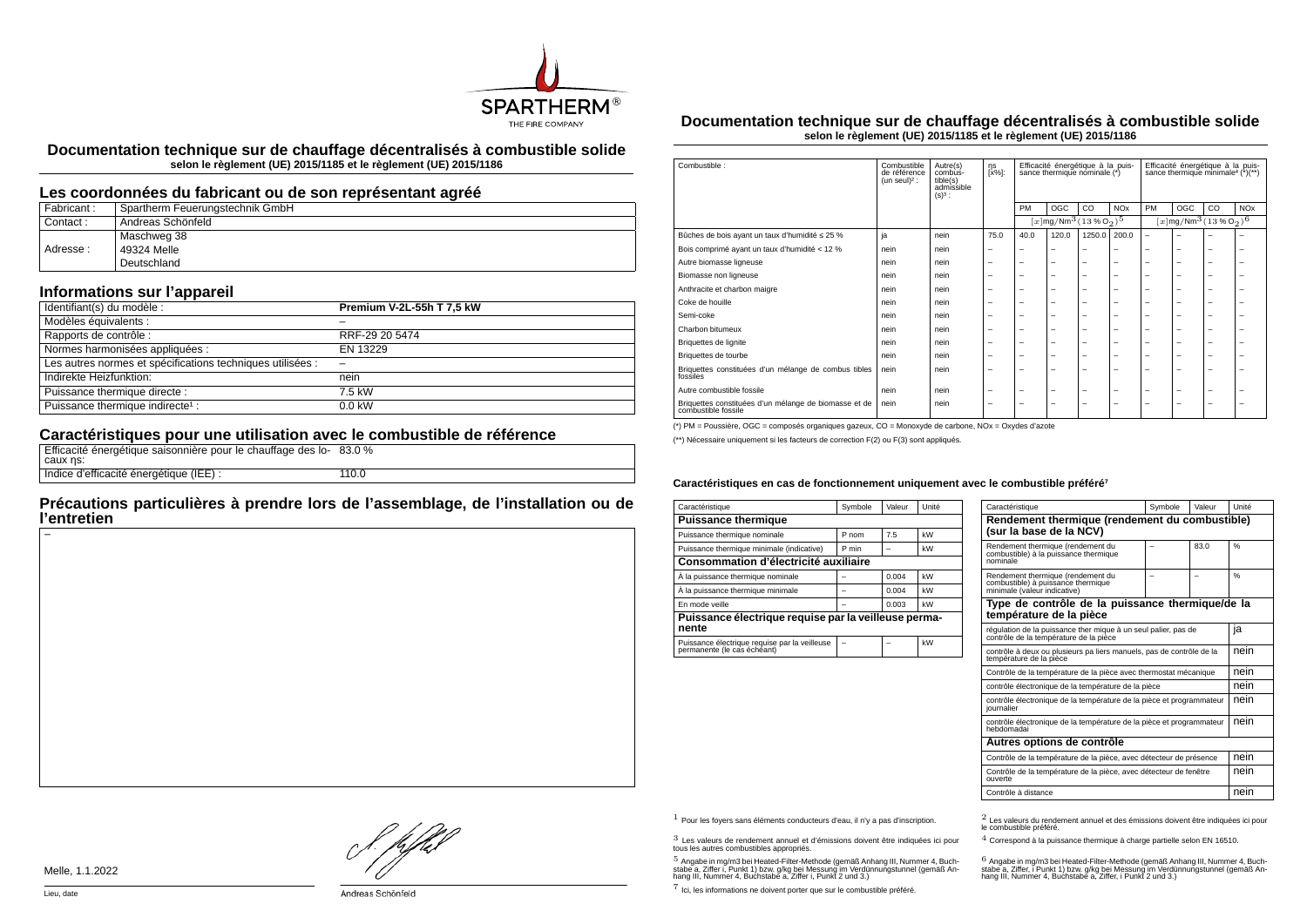## Documentation technique sur de chauffage décentralisés à combustible solide

**selon le règlement (UE) 2015/1185 et le règlement (UE) 2015/1186**

### Les coordonnées du fabricant ou de son représentant agréé

| | |
|---|---|
| Fabricant : | Spartherm Feuerungstechnik GmbH |
| Contact : | Andreas Schönfeld |
| Adresse : | Maschweg 38<br>49324 Melle<br>Deutschland |

### Informations sur l'appareil

| | |
|---|---|
| Identifiant(s) du modèle : | **Premium V-2L-55h T 7,5 kW** |
| Modèles équivalents : | – |
| Rapports de contrôle : | RRF-29 20 5474 |
| Normes harmonisées appliquées : | EN 13229 |
| Les autres normes et spécifications techniques utilisées : | – |
| Indirekte Heizfunktion: | nein |
| Puissance thermique directe : | 7.5 kW |
| Puissance thermique indirecte[1] : | 0.0 kW |

### Caractéristiques pour une utilisation avec le combustible de référence

| | |
|---|---|
| Efficacité énergétique saisonnière pour le chauffage des locaux ηs: | 83.0 % |
| Indice d'efficacité énergétique (IEE) : | 110.0 |

### Précautions particulières à prendre lors de l'assemblage, de l'installation ou de l'entretien

–

Melle, 1.1.2022

Lieu, date

Andreas Schönfeld

## Documentation technique sur de chauffage décentralisés à combustible solide

**selon le règlement (UE) 2015/1185 et le règlement (UE) 2015/1186**

| Combustible : | Combustible de référence (un seul)[2] : | Autre(s) combustible(s) admissible (s)[3] : | ηs [x%]: | Efficacité énergétique à la puissance thermique nominale (*) | | | | Efficacité énergétique à la puissance thermique minimale[4] (*)(**) | | | |
|---|---|---|---|---|---|---|---|---|---|---|---|
| | | | | PM | OGC | CO | NOx | PM | OGC | CO | NOx |
| | | | | $[x]$mg/Nm$^3$ (13 % $O_2$)[5] | | | | $[x]$mg/Nm$^3$ (13 % $O_2$)[6] | | | |
| Bûches de bois ayant un taux d'humidité ≤ 25 % | ja | nein | 75.0 | 40.0 | 120.0 | 1250.0 | 200.0 | – | – | – | – |
| Bois comprimé ayant un taux d'humidité < 12 % | nein | nein | – | – | – | – | – | – | – | – | – |
| Autre biomasse ligneuse | nein | nein | – | – | – | – | – | – | – | – | – |
| Biomasse non ligneuse | nein | nein | – | – | – | – | – | – | – | – | – |
| Anthracite et charbon maigre | nein | nein | – | – | – | – | – | – | – | – | – |
| Coke de houille | nein | nein | – | – | – | – | – | – | – | – | – |
| Semi-coke | nein | nein | – | – | – | – | – | – | – | – | – |
| Charbon bitumeux | nein | nein | – | – | – | – | – | – | – | – | – |
| Briquettes de lignite | nein | nein | – | – | – | – | – | – | – | – | – |
| Briquettes de tourbe | nein | nein | – | – | – | – | – | – | – | – | – |
| Briquettes constituées d'un mélange de combus tibles fossiles | nein | nein | – | – | – | – | – | – | – | – | – |
| Autre combustible fossile | nein | nein | – | – | – | – | – | – | – | – | – |
| Briquettes constituées d'un mélange de biomasse et de combustible fossile | nein | nein | – | – | – | – | – | – | – | – | – |

(*) PM = Poussière, OGC = composés organiques gazeux, CO = Monoxyde de carbone, NOx = Oxydes d'azote

(**) Nécessaire uniquement si les facteurs de correction F(2) ou F(3) sont appliqués.

#### Caractéristiques en cas de fonctionnement uniquement avec le combustible préféré[7]

| Caractéristique | Symbole | Valeur | Unité |
|---|---|---|---|
| **Puissance thermique** | | | |
| Puissance thermique nominale | P nom | 7.5 | kW |
| Puissance thermique minimale (indicative) | P min | – | kW |
| **Consommation d'électricité auxiliaire** | | | |
| À la puissance thermique nominale | – | 0.004 | kW |
| À la puissance thermique minimale | – | 0.004 | kW |
| En mode veille | – | 0.003 | kW |
| **Puissance électrique requise par la veilleuse permanente** | | | |
| Puissance électrique requise par la veilleuse permanente (le cas échéant) | – | – | kW |

| Caractéristique | Symbole | Valeur | Unité |
|---|---|---|---|
| **Rendement thermique (rendement du combustible) (sur la base de la NCV)** | | | |
| Rendement thermique (rendement du combustible) à la puissance thermique nominale | – | 83.0 | % |
| Rendement thermique (rendement du combustible) à puissance thermique minimale (valeur indicative) | – | – | % |
| **Type de contrôle de la puissance thermique/de la température de la pièce** | | | |
| régulation de la puissance ther mique à un seul palier, pas de contrôle de la température de la pièce | | | ja |
| contrôle à deux ou plusieurs pa liers manuels, pas de contrôle de la température de la pièce | | | nein |
| Contrôle de la température de la pièce avec thermostat mécanique | | | nein |
| contrôle électronique de la température de la pièce | | | nein |
| contrôle électronique de la température de la pièce et programmateur journalier | | | nein |
| contrôle électronique de la température de la pièce et programmateur hebdomadai | | | nein |
| **Autres options de contrôle** | | | |
| Contrôle de la température de la pièce, avec détecteur de présence | | | nein |
| Contrôle de la température de la pièce, avec détecteur de fenêtre ouverte | | | nein |
| Contrôle à distance | | | nein |

[1] Pour les foyers sans éléments conducteurs d'eau, il n'y a pas d'inscription.

[2] Les valeurs du rendement annuel et des émissions doivent être indiquées ici pour le combustible préféré.

[3] Les valeurs de rendement annuel et d'émissions doivent être indiquées ici pour tous les autres combustibles appropriés.

[4] Correspond à la puissance thermique à charge partielle selon EN 16510.

[5] Angabe in mg/m3 bei Heated-Filter-Methode (gemäß Anhang III, Nummer 4, Buchstabe a, Ziffer i, Punkt 1) bzw. g/kg bei Messung im Verdünnungstunnel (gemäß Anhang III, Nummer 4, Buchstabe a, Ziffer i, Punkt 2 und 3.)

[6] Angabe in mg/m3 bei Heated-Filter-Methode (gemäß Anhang III, Nummer 4, Buchstabe a, Ziffer, i Punkt 1) bzw. g/kg bei Messung im Verdünnungstunnel (gemäß Anhang III, Nummer 4, Buchstabe a, Ziffer, i Punkt 2 und 3.)

[7] Ici, les informations ne doivent porter que sur le combustible préféré.